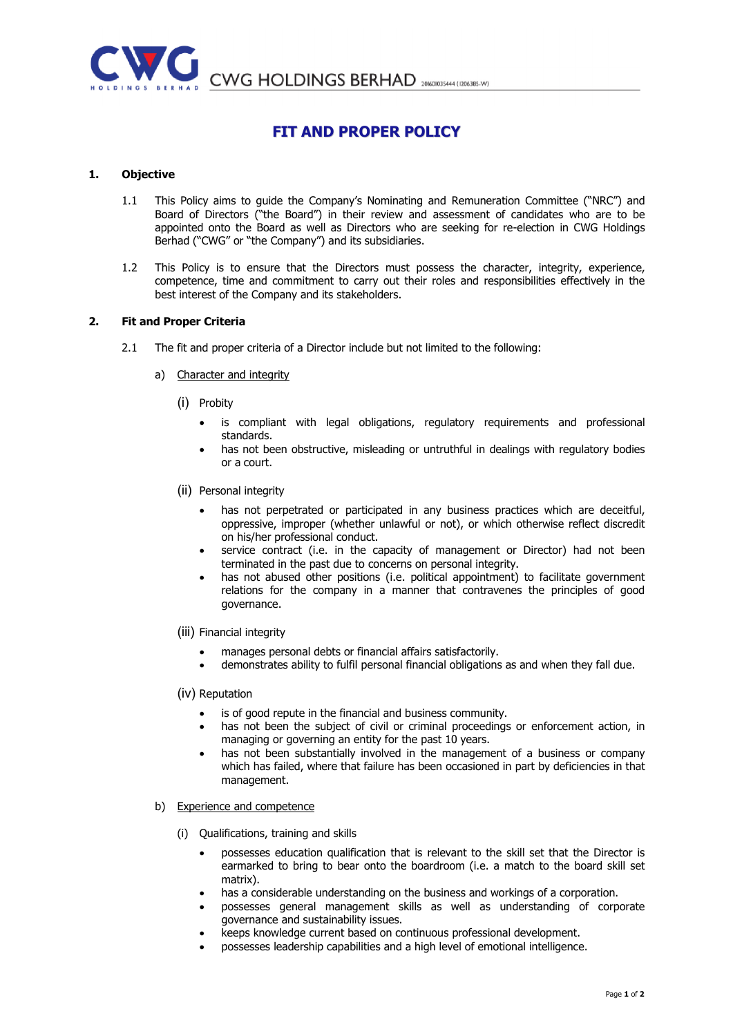# FIT AND PROPER POLICY

## 1. Objective

1.1 This Policy aims to guide the Company's Nominating and Remuneration Committee ("NRC") and Board of Directors ("the Board") in their review and assessment of candidates who are to be appointed onto the Board as well as Directors who are seeking for re-election in CWG Holdings Berhad ("CWG" or "the Company") and its subsidiaries.

1.2 This Policy is to ensure that the Directors must possess the character, integrity, experience, competence, time and commitment to carry out their roles and responsibilities effectively in the best interest of the Company and its stakeholders.

## 2. Fit and Proper Criteria

2.1 The fit and proper criteria of a Director include but not limited to the following:

a) Character and integrity

(i) Probity

- is compliant with legal obligations, regulatory requirements and professional standards.
- has not been obstructive, misleading or untruthful in dealings with regulatory bodies or a court.

(ii) Personal integrity

- has not perpetrated or participated in any business practices which are deceitful, oppressive, improper (whether unlawful or not), or which otherwise reflect discredit on his/her professional conduct.
- service contract (i.e. in the capacity of management or Director) had not been terminated in the past due to concerns on personal integrity.
- has not abused other positions (i.e. political appointment) to facilitate government relations for the company in a manner that contravenes the principles of good governance.

(iii) Financial integrity

- manages personal debts or financial affairs satisfactorily.
- demonstrates ability to fulfil personal financial obligations as and when they fall due.

(iv) Reputation

- is of good repute in the financial and business community.
- has not been the subject of civil or criminal proceedings or enforcement action, in managing or governing an entity for the past 10 years.
- has not been substantially involved in the management of a business or company which has failed, where that failure has been occasioned in part by deficiencies in that management.

b) Experience and competence

(i) Qualifications, training and skills

- possesses education qualification that is relevant to the skill set that the Director is earmarked to bring to bear onto the boardroom (i.e. a match to the board skill set matrix).
- has a considerable understanding on the business and workings of a corporation.
- possesses general management skills as well as understanding of corporate governance and sustainability issues.
- keeps knowledge current based on continuous professional development.
- possesses leadership capabilities and a high level of emotional intelligence.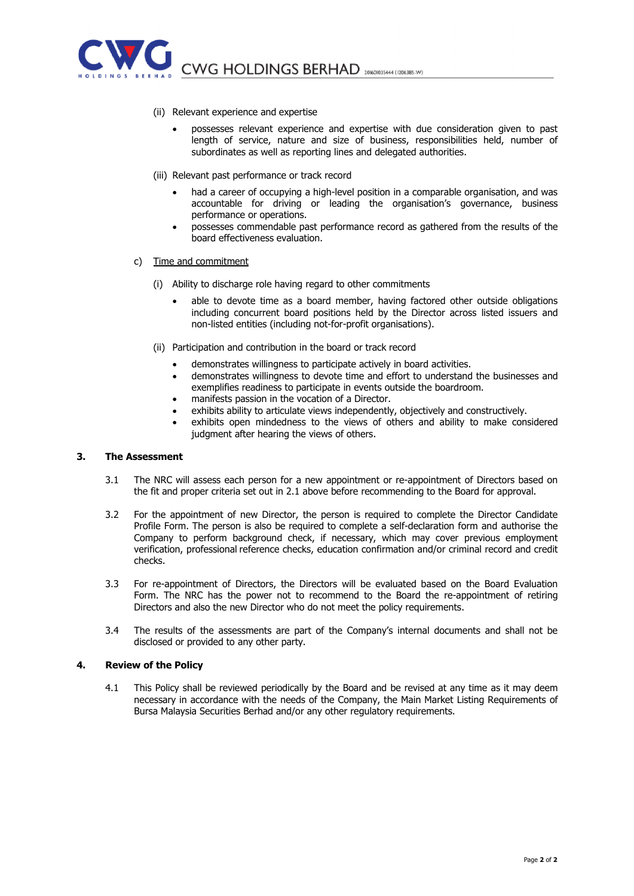(ii) Relevant experience and expertise

- possesses relevant experience and expertise with due consideration given to past length of service, nature and size of business, responsibilities held, number of subordinates as well as reporting lines and delegated authorities.

(iii) Relevant past performance or track record

- had a career of occupying a high-level position in a comparable organisation, and was accountable for driving or leading the organisation's governance, business performance or operations.
- possesses commendable past performance record as gathered from the results of the board effectiveness evaluation.

c) Time and commitment

(i) Ability to discharge role having regard to other commitments

- able to devote time as a board member, having factored other outside obligations including concurrent board positions held by the Director across listed issuers and non-listed entities (including not-for-profit organisations).

(ii) Participation and contribution in the board or track record

- demonstrates willingness to participate actively in board activities.
- demonstrates willingness to devote time and effort to understand the businesses and exemplifies readiness to participate in events outside the boardroom.
- manifests passion in the vocation of a Director.
- exhibits ability to articulate views independently, objectively and constructively.
- exhibits open mindedness to the views of others and ability to make considered judgment after hearing the views of others.

## 3. The Assessment

3.1 The NRC will assess each person for a new appointment or re-appointment of Directors based on the fit and proper criteria set out in 2.1 above before recommending to the Board for approval.

3.2 For the appointment of new Director, the person is required to complete the Director Candidate Profile Form. The person is also be required to complete a self-declaration form and authorise the Company to perform background check, if necessary, which may cover previous employment verification, professional reference checks, education confirmation and/or criminal record and credit checks.

3.3 For re-appointment of Directors, the Directors will be evaluated based on the Board Evaluation Form. The NRC has the power not to recommend to the Board the re-appointment of retiring Directors and also the new Director who do not meet the policy requirements.

3.4 The results of the assessments are part of the Company's internal documents and shall not be disclosed or provided to any other party.

## 4. Review of the Policy

4.1 This Policy shall be reviewed periodically by the Board and be revised at any time as it may deem necessary in accordance with the needs of the Company, the Main Market Listing Requirements of Bursa Malaysia Securities Berhad and/or any other regulatory requirements.